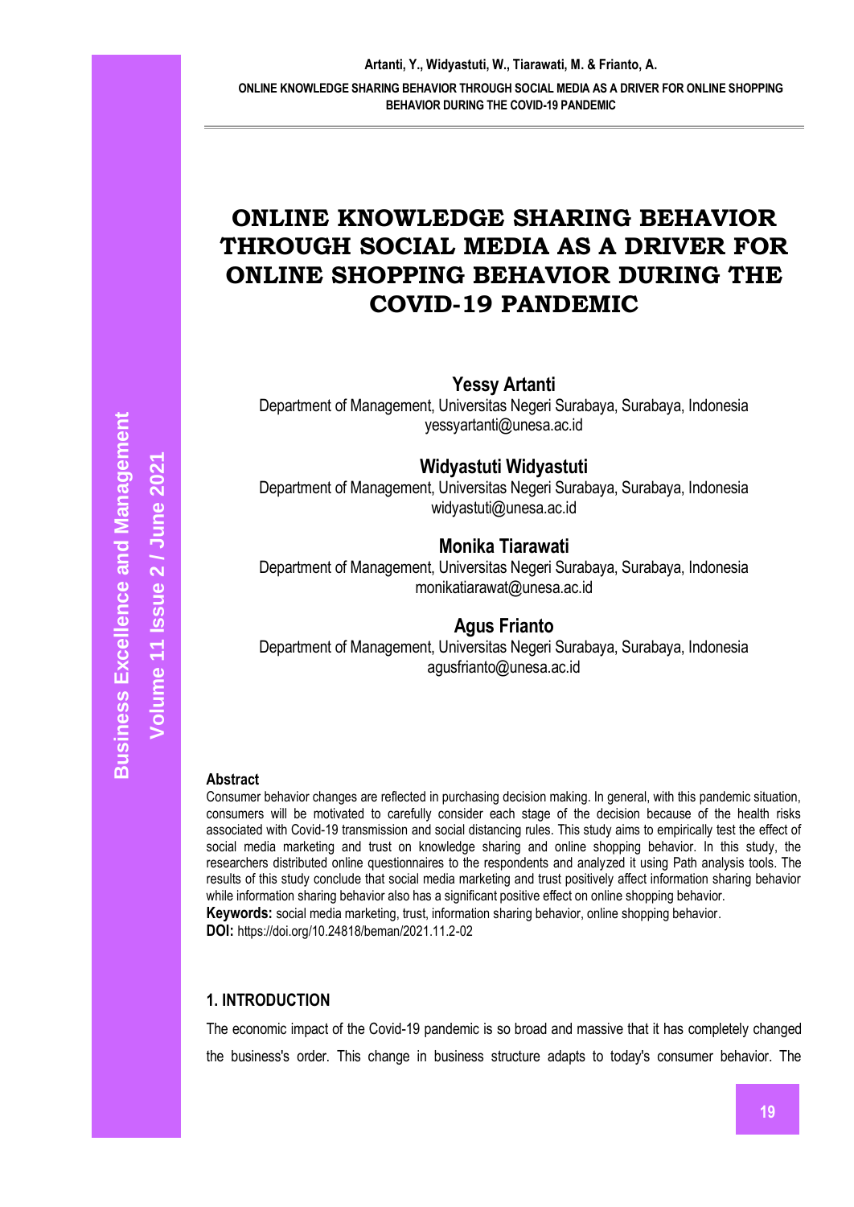# ONLINE KNOWLEDGE SHARING BEHAVIOR THROUGH SOCIAL MEDIA AS A DRIVER FOR ONLINE SHOPPING BEHAVIOR DURING THE COVID-19 PANDEMIC

**Yessy Artanti**
Department of Management, Universitas Negeri Surabaya, Surabaya, Indonesia
yessyartanti@unesa.ac.id

**Widyastuti Widyastuti**
Department of Management, Universitas Negeri Surabaya, Surabaya, Indonesia
widyastuti@unesa.ac.id

**Monika Tiarawati**
Department of Management, Universitas Negeri Surabaya, Surabaya, Indonesia
monikatiarawat@unesa.ac.id

**Agus Frianto**
Department of Management, Universitas Negeri Surabaya, Surabaya, Indonesia
agusfrianto@unesa.ac.id

**Abstract**

Consumer behavior changes are reflected in purchasing decision making. In general, with this pandemic situation, consumers will be motivated to carefully consider each stage of the decision because of the health risks associated with Covid-19 transmission and social distancing rules. This study aims to empirically test the effect of social media marketing and trust on knowledge sharing and online shopping behavior. In this study, the researchers distributed online questionnaires to the respondents and analyzed it using Path analysis tools. The results of this study conclude that social media marketing and trust positively affect information sharing behavior while information sharing behavior also has a significant positive effect on online shopping behavior.

**Keywords:** social media marketing, trust, information sharing behavior, online shopping behavior.

**DOI:** https://doi.org/10.24818/beman/2021.11.2-02

## 1. INTRODUCTION

The economic impact of the Covid-19 pandemic is so broad and massive that it has completely changed the business's order. This change in business structure adapts to today's consumer behavior. The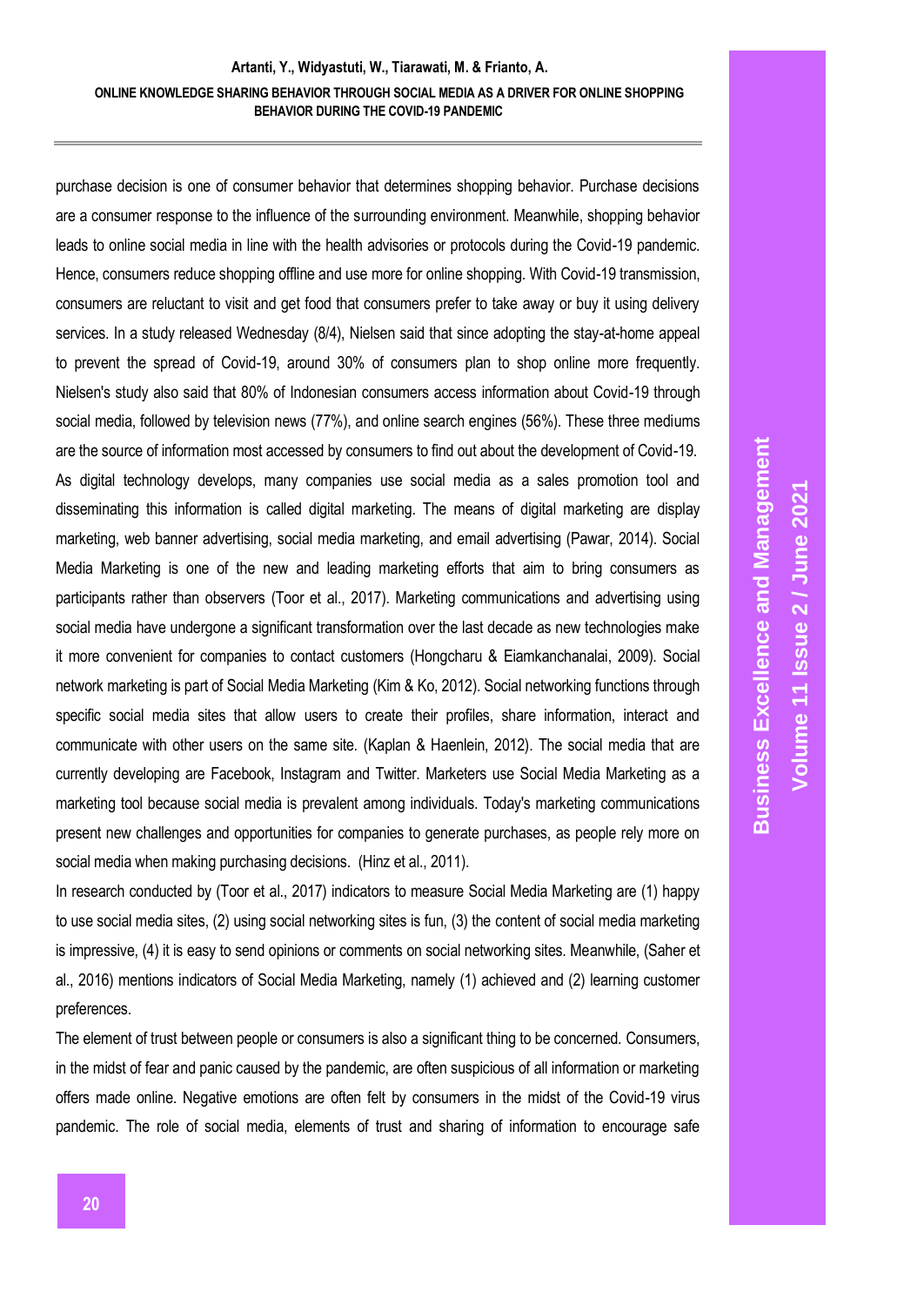purchase decision is one of consumer behavior that determines shopping behavior. Purchase decisions are a consumer response to the influence of the surrounding environment. Meanwhile, shopping behavior leads to online social media in line with the health advisories or protocols during the Covid-19 pandemic. Hence, consumers reduce shopping offline and use more for online shopping. With Covid-19 transmission, consumers are reluctant to visit and get food that consumers prefer to take away or buy it using delivery services. In a study released Wednesday (8/4), Nielsen said that since adopting the stay-at-home appeal to prevent the spread of Covid-19, around 30% of consumers plan to shop online more frequently. Nielsen's study also said that 80% of Indonesian consumers access information about Covid-19 through social media, followed by television news (77%), and online search engines (56%). These three mediums are the source of information most accessed by consumers to find out about the development of Covid-19.

As digital technology develops, many companies use social media as a sales promotion tool and disseminating this information is called digital marketing. The means of digital marketing are display marketing, web banner advertising, social media marketing, and email advertising (Pawar, 2014). Social Media Marketing is one of the new and leading marketing efforts that aim to bring consumers as participants rather than observers (Toor et al., 2017). Marketing communications and advertising using social media have undergone a significant transformation over the last decade as new technologies make it more convenient for companies to contact customers (Hongcharu & Eiamkanchanalai, 2009). Social network marketing is part of Social Media Marketing (Kim & Ko, 2012). Social networking functions through specific social media sites that allow users to create their profiles, share information, interact and communicate with other users on the same site. (Kaplan & Haenlein, 2012). The social media that are currently developing are Facebook, Instagram and Twitter. Marketers use Social Media Marketing as a marketing tool because social media is prevalent among individuals. Today's marketing communications present new challenges and opportunities for companies to generate purchases, as people rely more on social media when making purchasing decisions. (Hinz et al., 2011).

In research conducted by (Toor et al., 2017) indicators to measure Social Media Marketing are (1) happy to use social media sites, (2) using social networking sites is fun, (3) the content of social media marketing is impressive, (4) it is easy to send opinions or comments on social networking sites. Meanwhile, (Saher et al., 2016) mentions indicators of Social Media Marketing, namely (1) achieved and (2) learning customer preferences.

The element of trust between people or consumers is also a significant thing to be concerned. Consumers, in the midst of fear and panic caused by the pandemic, are often suspicious of all information or marketing offers made online. Negative emotions are often felt by consumers in the midst of the Covid-19 virus pandemic. The role of social media, elements of trust and sharing of information to encourage safe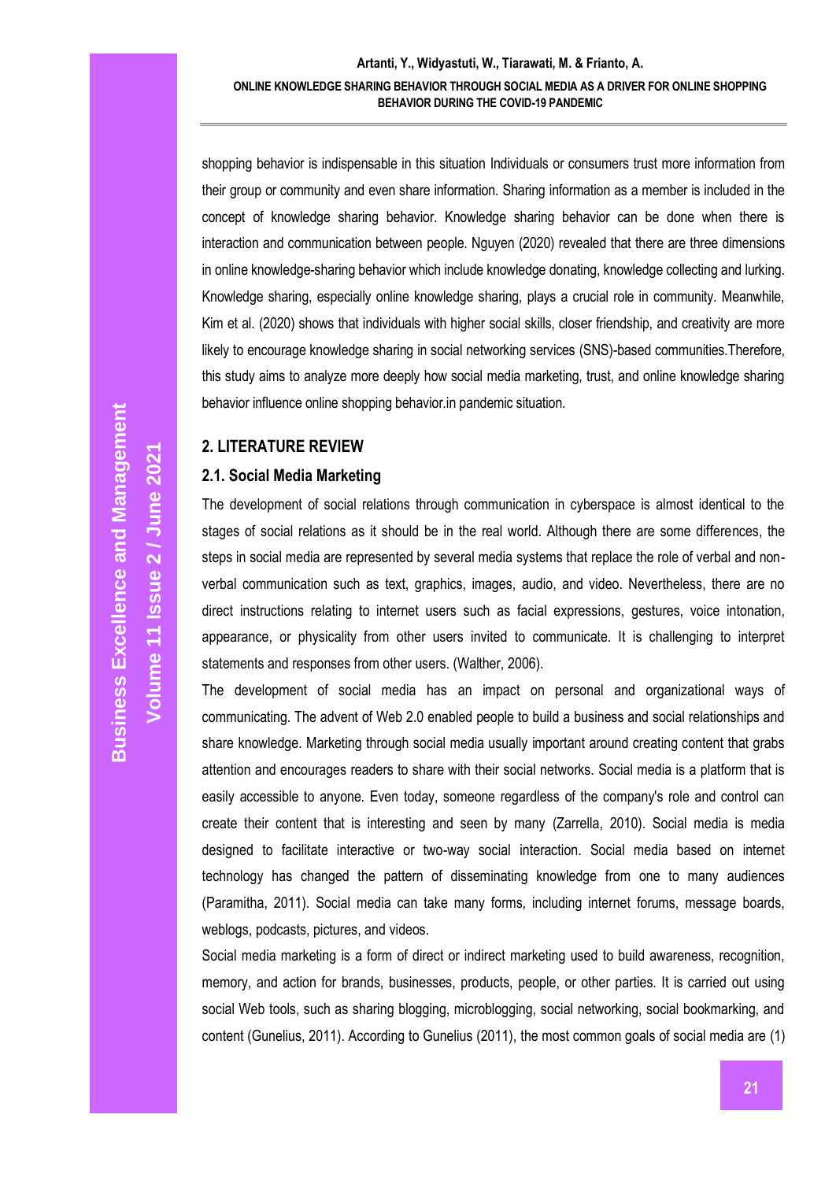shopping behavior is indispensable in this situation Individuals or consumers trust more information from their group or community and even share information. Sharing information as a member is included in the concept of knowledge sharing behavior. Knowledge sharing behavior can be done when there is interaction and communication between people. Nguyen (2020) revealed that there are three dimensions in online knowledge-sharing behavior which include knowledge donating, knowledge collecting and lurking. Knowledge sharing, especially online knowledge sharing, plays a crucial role in community. Meanwhile, Kim et al. (2020) shows that individuals with higher social skills, closer friendship, and creativity are more likely to encourage knowledge sharing in social networking services (SNS)-based communities.Therefore, this study aims to analyze more deeply how social media marketing, trust, and online knowledge sharing behavior influence online shopping behavior.in pandemic situation.

## 2. LITERATURE REVIEW

### 2.1. Social Media Marketing

The development of social relations through communication in cyberspace is almost identical to the stages of social relations as it should be in the real world. Although there are some differences, the steps in social media are represented by several media systems that replace the role of verbal and non-verbal communication such as text, graphics, images, audio, and video. Nevertheless, there are no direct instructions relating to internet users such as facial expressions, gestures, voice intonation, appearance, or physicality from other users invited to communicate. It is challenging to interpret statements and responses from other users. (Walther, 2006).

The development of social media has an impact on personal and organizational ways of communicating. The advent of Web 2.0 enabled people to build a business and social relationships and share knowledge. Marketing through social media usually important around creating content that grabs attention and encourages readers to share with their social networks. Social media is a platform that is easily accessible to anyone. Even today, someone regardless of the company's role and control can create their content that is interesting and seen by many (Zarrella, 2010). Social media is media designed to facilitate interactive or two-way social interaction. Social media based on internet technology has changed the pattern of disseminating knowledge from one to many audiences (Paramitha, 2011). Social media can take many forms, including internet forums, message boards, weblogs, podcasts, pictures, and videos.

Social media marketing is a form of direct or indirect marketing used to build awareness, recognition, memory, and action for brands, businesses, products, people, or other parties. It is carried out using social Web tools, such as sharing blogging, microblogging, social networking, social bookmarking, and content (Gunelius, 2011). According to Gunelius (2011), the most common goals of social media are (1)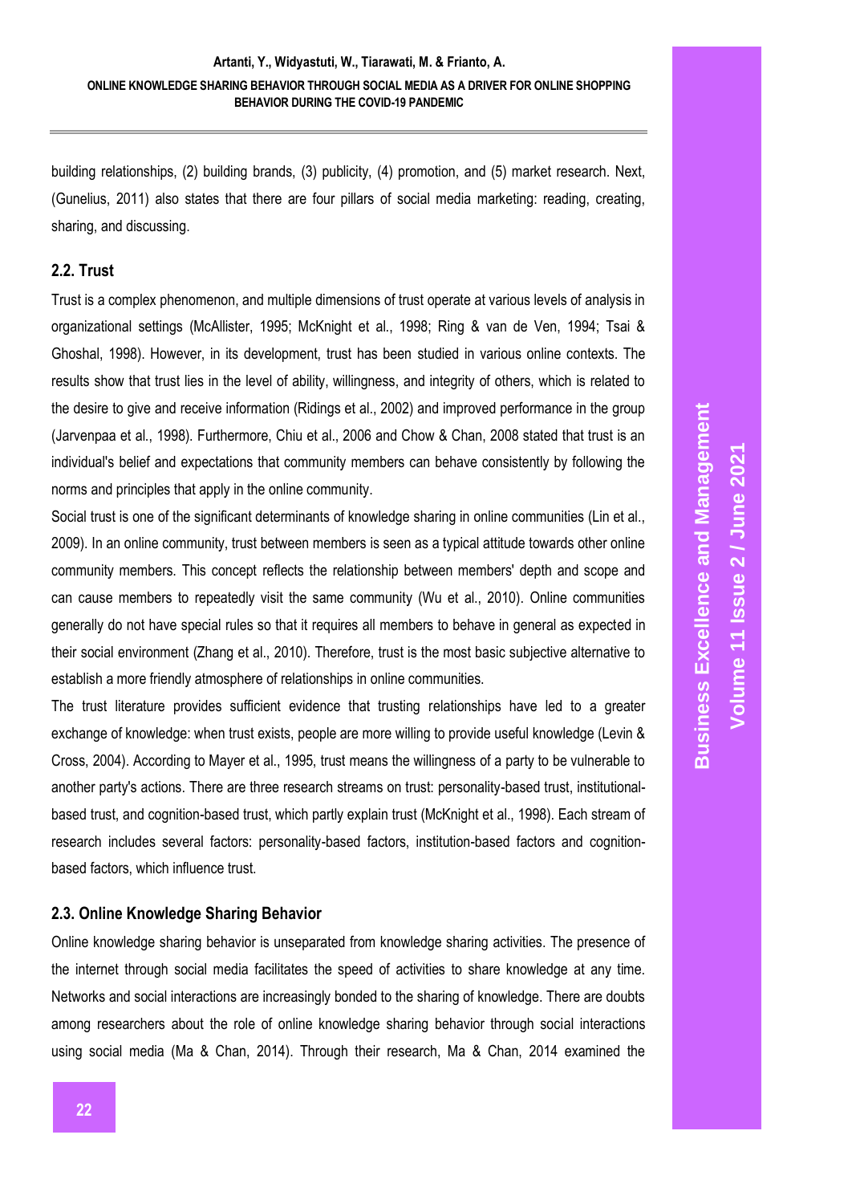building relationships, (2) building brands, (3) publicity, (4) promotion, and (5) market research. Next, (Gunelius, 2011) also states that there are four pillars of social media marketing: reading, creating, sharing, and discussing.

### 2.2. Trust

Trust is a complex phenomenon, and multiple dimensions of trust operate at various levels of analysis in organizational settings (McAllister, 1995; McKnight et al., 1998; Ring & van de Ven, 1994; Tsai & Ghoshal, 1998). However, in its development, trust has been studied in various online contexts. The results show that trust lies in the level of ability, willingness, and integrity of others, which is related to the desire to give and receive information (Ridings et al., 2002) and improved performance in the group (Jarvenpaa et al., 1998). Furthermore, Chiu et al., 2006 and Chow & Chan, 2008 stated that trust is an individual's belief and expectations that community members can behave consistently by following the norms and principles that apply in the online community.

Social trust is one of the significant determinants of knowledge sharing in online communities (Lin et al., 2009). In an online community, trust between members is seen as a typical attitude towards other online community members. This concept reflects the relationship between members' depth and scope and can cause members to repeatedly visit the same community (Wu et al., 2010). Online communities generally do not have special rules so that it requires all members to behave in general as expected in their social environment (Zhang et al., 2010). Therefore, trust is the most basic subjective alternative to establish a more friendly atmosphere of relationships in online communities.

The trust literature provides sufficient evidence that trusting relationships have led to a greater exchange of knowledge: when trust exists, people are more willing to provide useful knowledge (Levin & Cross, 2004). According to Mayer et al., 1995, trust means the willingness of a party to be vulnerable to another party's actions. There are three research streams on trust: personality-based trust, institutional-based trust, and cognition-based trust, which partly explain trust (McKnight et al., 1998). Each stream of research includes several factors: personality-based factors, institution-based factors and cognition-based factors, which influence trust.

### 2.3. Online Knowledge Sharing Behavior

Online knowledge sharing behavior is unseparated from knowledge sharing activities. The presence of the internet through social media facilitates the speed of activities to share knowledge at any time. Networks and social interactions are increasingly bonded to the sharing of knowledge. There are doubts among researchers about the role of online knowledge sharing behavior through social interactions using social media (Ma & Chan, 2014). Through their research, Ma & Chan, 2014 examined the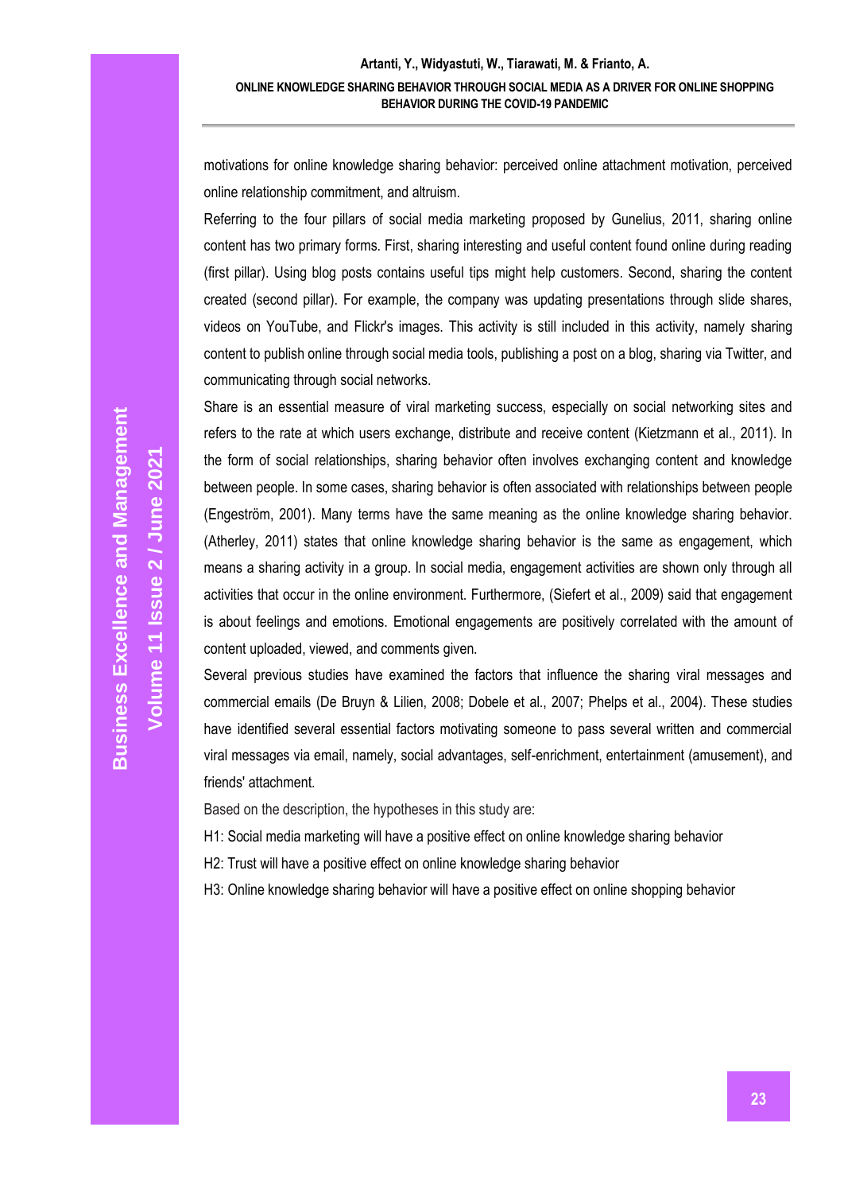motivations for online knowledge sharing behavior: perceived online attachment motivation, perceived online relationship commitment, and altruism.

Referring to the four pillars of social media marketing proposed by Gunelius, 2011, sharing online content has two primary forms. First, sharing interesting and useful content found online during reading (first pillar). Using blog posts contains useful tips might help customers. Second, sharing the content created (second pillar). For example, the company was updating presentations through slide shares, videos on YouTube, and Flickr's images. This activity is still included in this activity, namely sharing content to publish online through social media tools, publishing a post on a blog, sharing via Twitter, and communicating through social networks.

Share is an essential measure of viral marketing success, especially on social networking sites and refers to the rate at which users exchange, distribute and receive content (Kietzmann et al., 2011). In the form of social relationships, sharing behavior often involves exchanging content and knowledge between people. In some cases, sharing behavior is often associated with relationships between people (Engeström, 2001). Many terms have the same meaning as the online knowledge sharing behavior. (Atherley, 2011) states that online knowledge sharing behavior is the same as engagement, which means a sharing activity in a group. In social media, engagement activities are shown only through all activities that occur in the online environment. Furthermore, (Siefert et al., 2009) said that engagement is about feelings and emotions. Emotional engagements are positively correlated with the amount of content uploaded, viewed, and comments given.

Several previous studies have examined the factors that influence the sharing viral messages and commercial emails (De Bruyn & Lilien, 2008; Dobele et al., 2007; Phelps et al., 2004). These studies have identified several essential factors motivating someone to pass several written and commercial viral messages via email, namely, social advantages, self-enrichment, entertainment (amusement), and friends' attachment.

Based on the description, the hypotheses in this study are:

H1: Social media marketing will have a positive effect on online knowledge sharing behavior

H2: Trust will have a positive effect on online knowledge sharing behavior

H3: Online knowledge sharing behavior will have a positive effect on online shopping behavior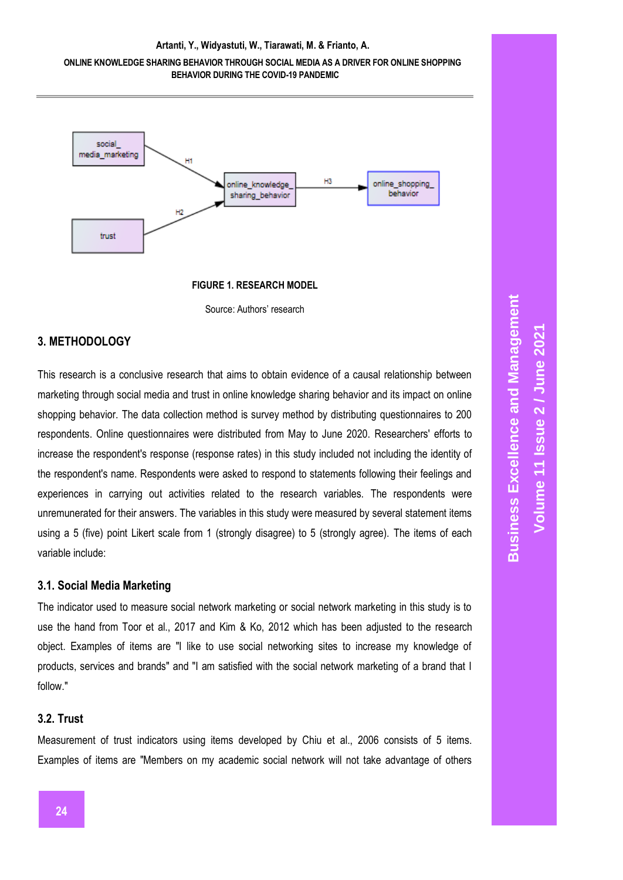FIGURE 1. RESEARCH MODEL

Source: Authors' research

## 3. METHODOLOGY

This research is a conclusive research that aims to obtain evidence of a causal relationship between marketing through social media and trust in online knowledge sharing behavior and its impact on online shopping behavior. The data collection method is survey method by distributing questionnaires to 200 respondents. Online questionnaires were distributed from May to June 2020. Researchers' efforts to increase the respondent's response (response rates) in this study included not including the identity of the respondent's name. Respondents were asked to respond to statements following their feelings and experiences in carrying out activities related to the research variables. The respondents were unremunerated for their answers. The variables in this study were measured by several statement items using a 5 (five) point Likert scale from 1 (strongly disagree) to 5 (strongly agree). The items of each variable include:

### 3.1. Social Media Marketing

The indicator used to measure social network marketing or social network marketing in this study is to use the hand from Toor et al., 2017 and Kim & Ko, 2012 which has been adjusted to the research object. Examples of items are "I like to use social networking sites to increase my knowledge of products, services and brands" and "I am satisfied with the social network marketing of a brand that I follow."

### 3.2. Trust

Measurement of trust indicators using items developed by Chiu et al., 2006 consists of 5 items. Examples of items are "Members on my academic social network will not take advantage of others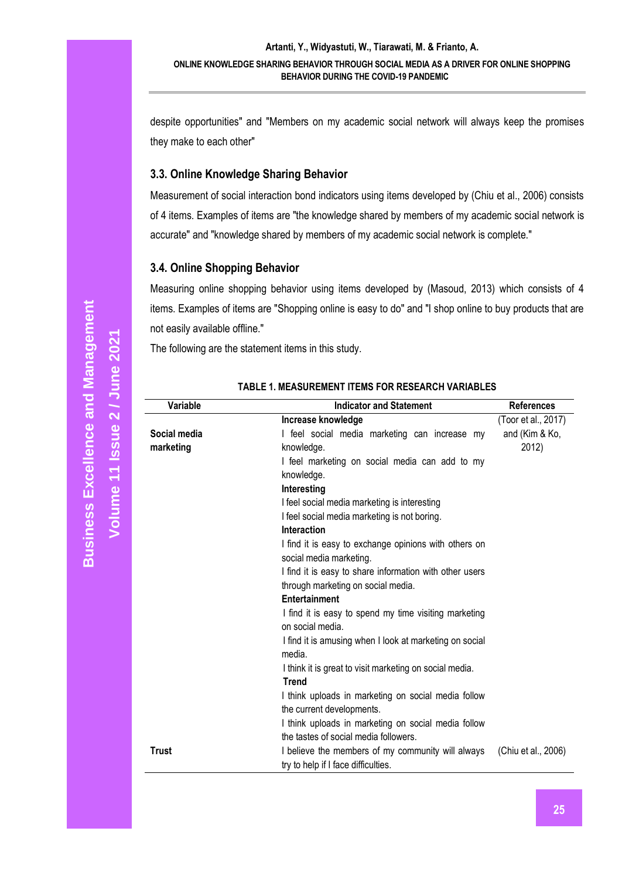despite opportunities" and "Members on my academic social network will always keep the promises they make to each other"

### 3.3. Online Knowledge Sharing Behavior

Measurement of social interaction bond indicators using items developed by (Chiu et al., 2006) consists of 4 items. Examples of items are "the knowledge shared by members of my academic social network is accurate" and "knowledge shared by members of my academic social network is complete."

### 3.4. Online Shopping Behavior

Measuring online shopping behavior using items developed by (Masoud, 2013) which consists of 4 items. Examples of items are "Shopping online is easy to do" and "I shop online to buy products that are not easily available offline."

The following are the statement items in this study.

**TABLE 1. MEASUREMENT ITEMS FOR RESEARCH VARIABLES**

| Variable | Indicator and Statement | References |
|---|---|---|
| | **Increase knowledge** | (Toor et al., 2017) |
| **Social media marketing** | I feel social media marketing can increase my knowledge. | and (Kim & Ko, 2012) |
| | I feel marketing on social media can add to my knowledge. | |
| | **Interesting** | |
| | I feel social media marketing is interesting | |
| | I feel social media marketing is not boring. | |
| | **Interaction** | |
| | I find it is easy to exchange opinions with others on social media marketing. | |
| | I find it is easy to share information with other users through marketing on social media. | |
| | **Entertainment** | |
| | I find it is easy to spend my time visiting marketing on social media. | |
| | I find it is amusing when I look at marketing on social media. | |
| | I think it is great to visit marketing on social media. | |
| | **Trend** | |
| | I think uploads in marketing on social media follow the current developments. | |
| | I think uploads in marketing on social media follow the tastes of social media followers. | |
| **Trust** | I believe the members of my community will always try to help if I face difficulties. | (Chiu et al., 2006) |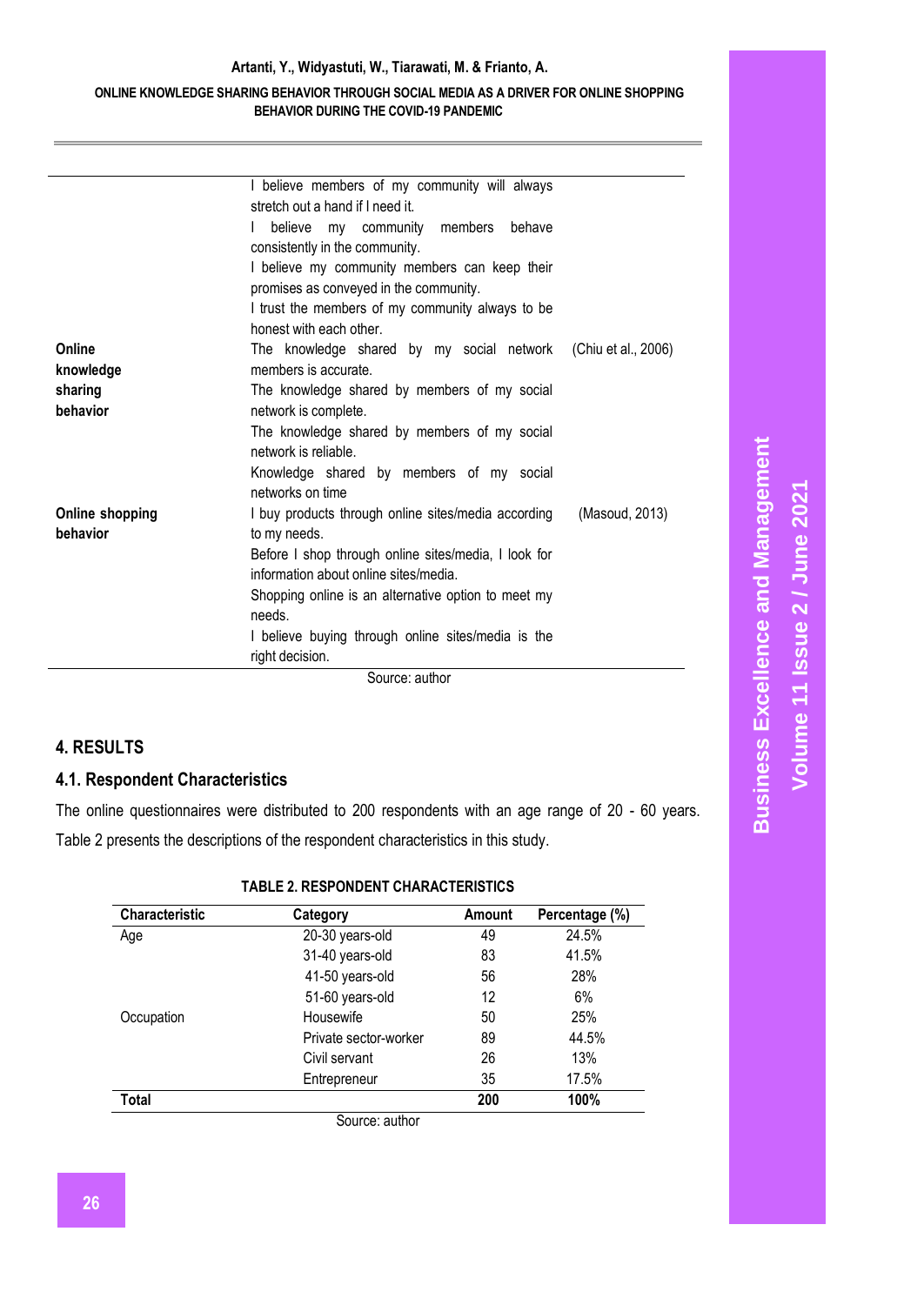| | | |
|---|---|---|
| | I believe members of my community will always stretch out a hand if I need it. | |
| | I believe my community members behave consistently in the community. | |
| | I believe my community members can keep their promises as conveyed in the community. | |
| | I trust the members of my community always to be honest with each other. | |
| **Online knowledge sharing behavior** | The knowledge shared by my social network members is accurate. | (Chiu et al., 2006) |
| | The knowledge shared by members of my social network is complete. | |
| | The knowledge shared by members of my social network is reliable. | |
| | Knowledge shared by members of my social networks on time | |
| **Online shopping behavior** | I buy products through online sites/media according to my needs. | (Masoud, 2013) |
| | Before I shop through online sites/media, I look for information about online sites/media. | |
| | Shopping online is an alternative option to meet my needs. | |
| | I believe buying through online sites/media is the right decision. | |

Source: author

## 4. RESULTS

### 4.1. Respondent Characteristics

The online questionnaires were distributed to 200 respondents with an age range of 20 - 60 years. Table 2 presents the descriptions of the respondent characteristics in this study.

**TABLE 2. RESPONDENT CHARACTERISTICS**

| Characteristic | Category | Amount | Percentage (%) |
|---|---|---|---|
| Age | 20-30 years-old | 49 | 24.5% |
| | 31-40 years-old | 83 | 41.5% |
| | 41-50 years-old | 56 | 28% |
| | 51-60 years-old | 12 | 6% |
| Occupation | Housewife | 50 | 25% |
| | Private sector-worker | 89 | 44.5% |
| | Civil servant | 26 | 13% |
| | Entrepreneur | 35 | 17.5% |
| **Total** | | **200** | **100%** |

Source: author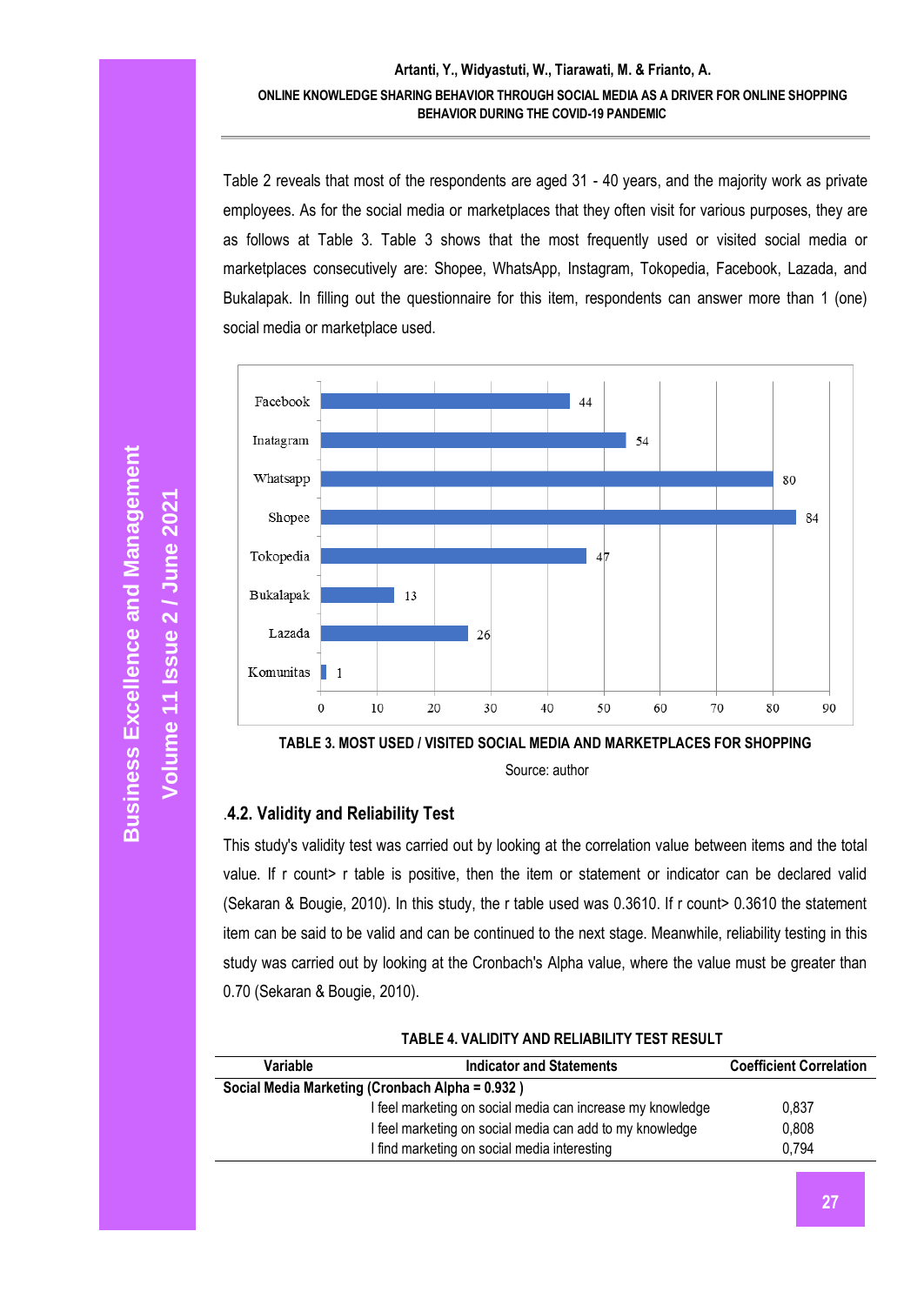Table 2 reveals that most of the respondents are aged 31 - 40 years, and the majority work as private employees. As for the social media or marketplaces that they often visit for various purposes, they are as follows at Table 3. Table 3 shows that the most frequently used or visited social media or marketplaces consecutively are: Shopee, WhatsApp, Instagram, Tokopedia, Facebook, Lazada, and Bukalapak. In filling out the questionnaire for this item, respondents can answer more than 1 (one) social media or marketplace used.

| Social media / marketplace | Value |
|---|---|
| Facebook | 44 |
| Inatagram | 54 |
| Whatsapp | 80 |
| Shopee | 84 |
| Tokopedia | 47 |
| Bukalapak | 13 |
| Lazada | 26 |
| Komunitas | 1 |

**TABLE 3. MOST USED / VISITED SOCIAL MEDIA AND MARKETPLACES FOR SHOPPING**

Source: author

### .4.2. Validity and Reliability Test

This study's validity test was carried out by looking at the correlation value between items and the total value. If r count> r table is positive, then the item or statement or indicator can be declared valid (Sekaran & Bougie, 2010). In this study, the r table used was 0.3610. If r count> 0.3610 the statement item can be said to be valid and can be continued to the next stage. Meanwhile, reliability testing in this study was carried out by looking at the Cronbach's Alpha value, where the value must be greater than 0.70 (Sekaran & Bougie, 2010).

**TABLE 4. VALIDITY AND RELIABILITY TEST RESULT**

| Variable | Indicator and Statements | Coefficient Correlation |
|---|---|---|
| **Social Media Marketing (Cronbach Alpha = 0.932 )** | | |
| | I feel marketing on social media can increase my knowledge | 0,837 |
| | I feel marketing on social media can add to my knowledge | 0,808 |
| | I find marketing on social media interesting | 0,794 |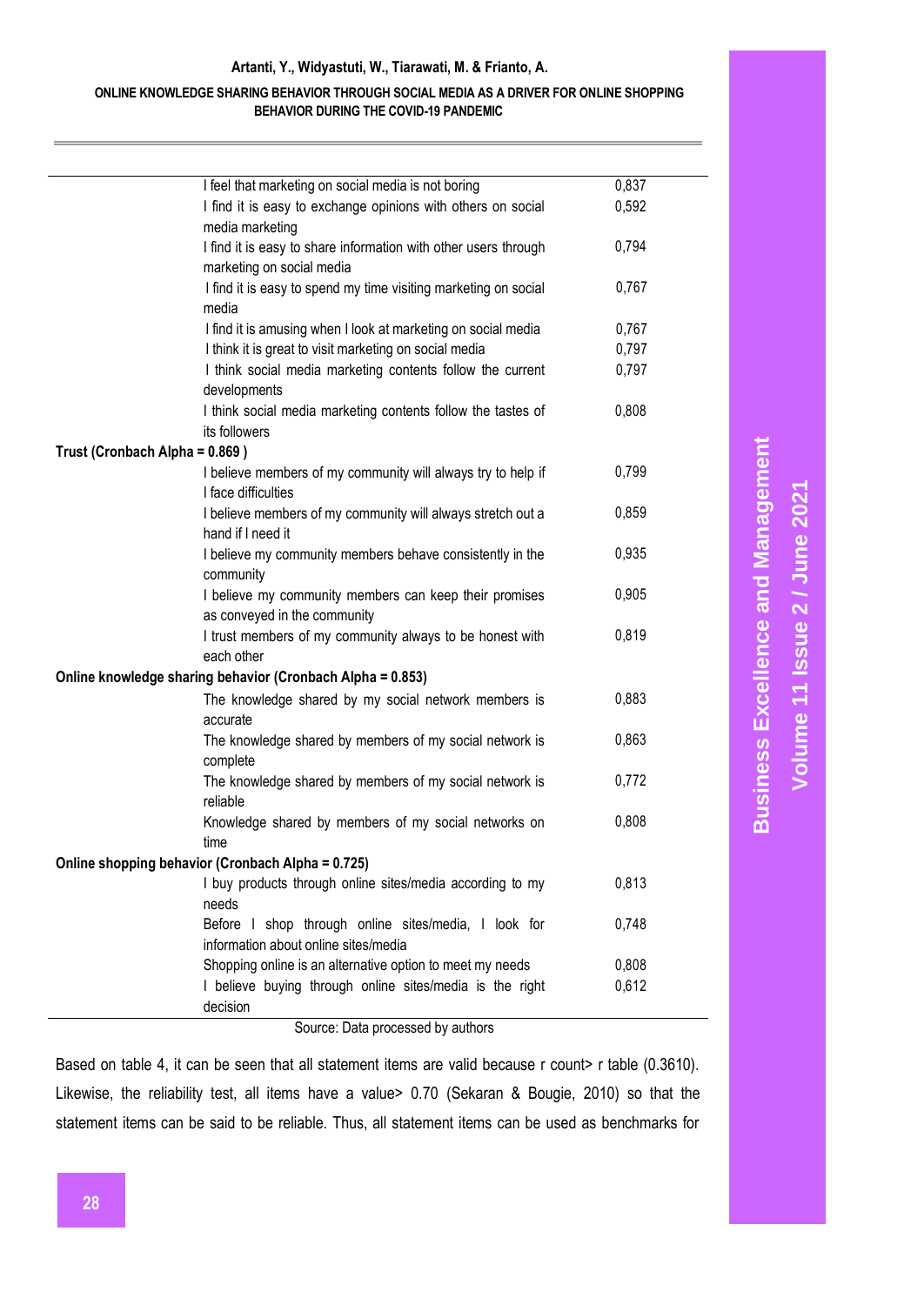| | | |
|---|---|---|
| | I feel that marketing on social media is not boring | 0,837 |
| | I find it is easy to exchange opinions with others on social media marketing | 0,592 |
| | I find it is easy to share information with other users through marketing on social media | 0,794 |
| | I find it is easy to spend my time visiting marketing on social media | 0,767 |
| | I find it is amusing when I look at marketing on social media | 0,767 |
| | I think it is great to visit marketing on social media | 0,797 |
| | I think social media marketing contents follow the current developments | 0,797 |
| | I think social media marketing contents follow the tastes of its followers | 0,808 |
| **Trust (Cronbach Alpha = 0.869 )** | | |
| | I believe members of my community will always try to help if I face difficulties | 0,799 |
| | I believe members of my community will always stretch out a hand if I need it | 0,859 |
| | I believe my community members behave consistently in the community | 0,935 |
| | I believe my community members can keep their promises as conveyed in the community | 0,905 |
| | I trust members of my community always to be honest with each other | 0,819 |
| **Online knowledge sharing behavior (Cronbach Alpha = 0.853)** | | |
| | The knowledge shared by my social network members is accurate | 0,883 |
| | The knowledge shared by members of my social network is complete | 0,863 |
| | The knowledge shared by members of my social network is reliable | 0,772 |
| | Knowledge shared by members of my social networks on time | 0,808 |
| **Online shopping behavior (Cronbach Alpha = 0.725)** | | |
| | I buy products through online sites/media according to my needs | 0,813 |
| | Before I shop through online sites/media, I look for information about online sites/media | 0,748 |
| | Shopping online is an alternative option to meet my needs | 0,808 |
| | I believe buying through online sites/media is the right decision | 0,612 |

Source: Data processed by authors

Based on table 4, it can be seen that all statement items are valid because r count> r table (0.3610). Likewise, the reliability test, all items have a value> 0.70 (Sekaran & Bougie, 2010) so that the statement items can be said to be reliable. Thus, all statement items can be used as benchmarks for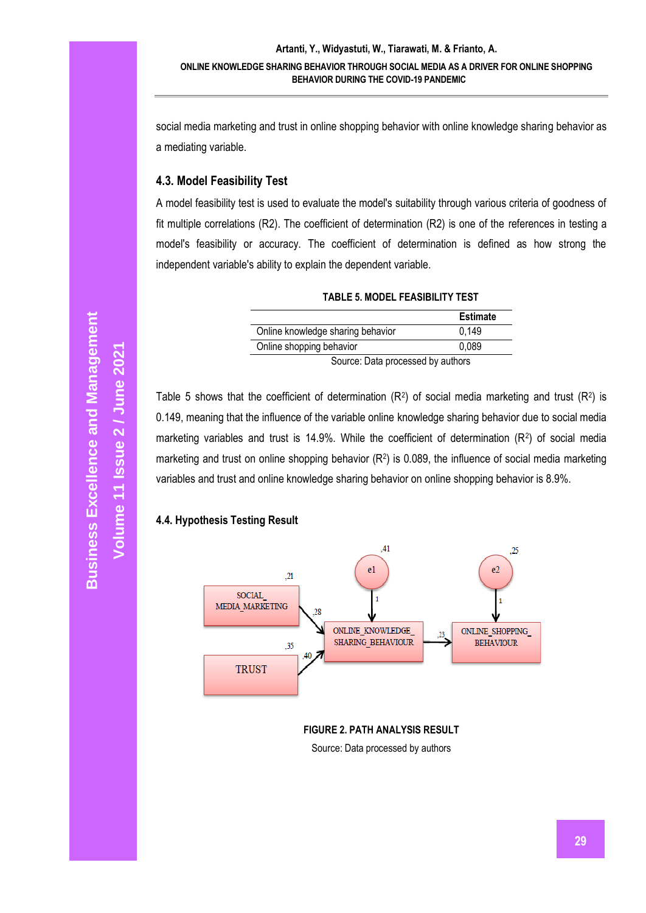social media marketing and trust in online shopping behavior with online knowledge sharing behavior as a mediating variable.

### 4.3. Model Feasibility Test

A model feasibility test is used to evaluate the model's suitability through various criteria of goodness of fit multiple correlations (R2). The coefficient of determination (R2) is one of the references in testing a model's feasibility or accuracy. The coefficient of determination is defined as how strong the independent variable's ability to explain the dependent variable.

**TABLE 5. MODEL FEASIBILITY TEST**

| | Estimate |
|---|---|
| Online knowledge sharing behavior | 0,149 |
| Online shopping behavior | 0,089 |

Source: Data processed by authors

Table 5 shows that the coefficient of determination ($R^2$) of social media marketing and trust ($R^2$) is 0.149, meaning that the influence of the variable online knowledge sharing behavior due to social media marketing variables and trust is 14.9%. While the coefficient of determination ($R^2$) of social media marketing and trust on online shopping behavior ($R^2$) is 0.089, the influence of social media marketing variables and trust and online knowledge sharing behavior on online shopping behavior is 8.9%.

### 4.4. Hypothesis Testing Result

**FIGURE 2. PATH ANALYSIS RESULT**

Source: Data processed by authors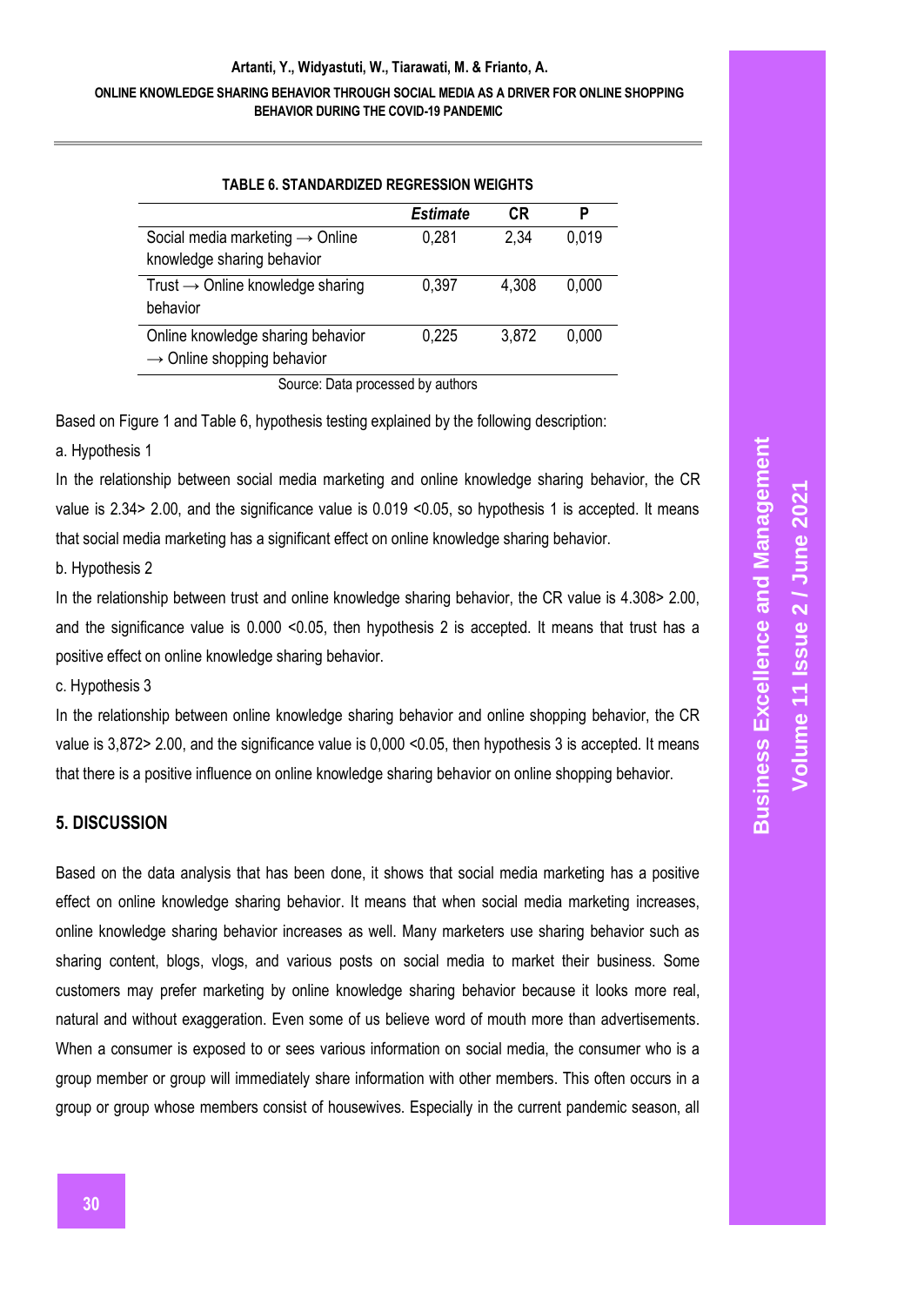**TABLE 6. STANDARDIZED REGRESSION WEIGHTS**

| | *Estimate* | CR | P |
|---|---|---|---|
| Social media marketing → Online knowledge sharing behavior | 0,281 | 2,34 | 0,019 |
| Trust → Online knowledge sharing behavior | 0,397 | 4,308 | 0,000 |
| Online knowledge sharing behavior → Online shopping behavior | 0,225 | 3,872 | 0,000 |

Source: Data processed by authors

Based on Figure 1 and Table 6, hypothesis testing explained by the following description:

a. Hypothesis 1

In the relationship between social media marketing and online knowledge sharing behavior, the CR value is 2.34> 2.00, and the significance value is 0.019 <0.05, so hypothesis 1 is accepted. It means that social media marketing has a significant effect on online knowledge sharing behavior.

b. Hypothesis 2

In the relationship between trust and online knowledge sharing behavior, the CR value is 4.308> 2.00, and the significance value is 0.000 <0.05, then hypothesis 2 is accepted. It means that trust has a positive effect on online knowledge sharing behavior.

c. Hypothesis 3

In the relationship between online knowledge sharing behavior and online shopping behavior, the CR value is 3,872> 2.00, and the significance value is 0,000 <0.05, then hypothesis 3 is accepted. It means that there is a positive influence on online knowledge sharing behavior on online shopping behavior.

## 5. DISCUSSION

Based on the data analysis that has been done, it shows that social media marketing has a positive effect on online knowledge sharing behavior. It means that when social media marketing increases, online knowledge sharing behavior increases as well. Many marketers use sharing behavior such as sharing content, blogs, vlogs, and various posts on social media to market their business. Some customers may prefer marketing by online knowledge sharing behavior because it looks more real, natural and without exaggeration. Even some of us believe word of mouth more than advertisements. When a consumer is exposed to or sees various information on social media, the consumer who is a group member or group will immediately share information with other members. This often occurs in a group or group whose members consist of housewives. Especially in the current pandemic season, all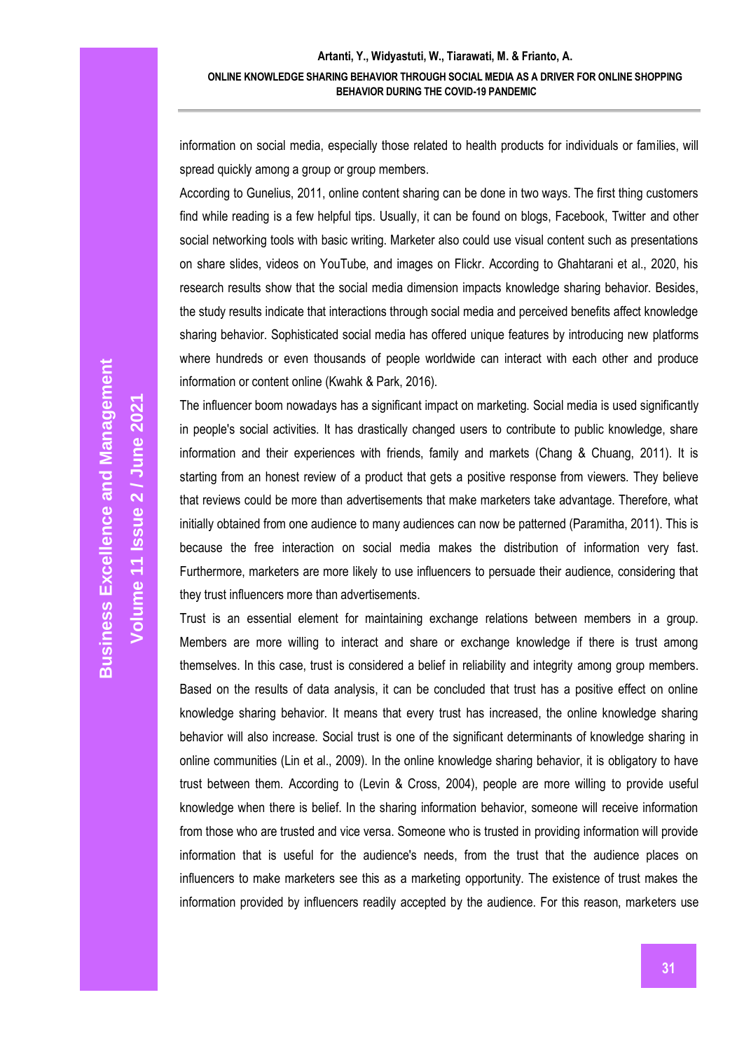information on social media, especially those related to health products for individuals or families, will spread quickly among a group or group members.

According to Gunelius, 2011, online content sharing can be done in two ways. The first thing customers find while reading is a few helpful tips. Usually, it can be found on blogs, Facebook, Twitter and other social networking tools with basic writing. Marketer also could use visual content such as presentations on share slides, videos on YouTube, and images on Flickr. According to Ghahtarani et al., 2020, his research results show that the social media dimension impacts knowledge sharing behavior. Besides, the study results indicate that interactions through social media and perceived benefits affect knowledge sharing behavior. Sophisticated social media has offered unique features by introducing new platforms where hundreds or even thousands of people worldwide can interact with each other and produce information or content online (Kwahk & Park, 2016).

The influencer boom nowadays has a significant impact on marketing. Social media is used significantly in people's social activities. It has drastically changed users to contribute to public knowledge, share information and their experiences with friends, family and markets (Chang & Chuang, 2011). It is starting from an honest review of a product that gets a positive response from viewers. They believe that reviews could be more than advertisements that make marketers take advantage. Therefore, what initially obtained from one audience to many audiences can now be patterned (Paramitha, 2011). This is because the free interaction on social media makes the distribution of information very fast. Furthermore, marketers are more likely to use influencers to persuade their audience, considering that they trust influencers more than advertisements.

Trust is an essential element for maintaining exchange relations between members in a group. Members are more willing to interact and share or exchange knowledge if there is trust among themselves. In this case, trust is considered a belief in reliability and integrity among group members. Based on the results of data analysis, it can be concluded that trust has a positive effect on online knowledge sharing behavior. It means that every trust has increased, the online knowledge sharing behavior will also increase. Social trust is one of the significant determinants of knowledge sharing in online communities (Lin et al., 2009). In the online knowledge sharing behavior, it is obligatory to have trust between them. According to (Levin & Cross, 2004), people are more willing to provide useful knowledge when there is belief. In the sharing information behavior, someone will receive information from those who are trusted and vice versa. Someone who is trusted in providing information will provide information that is useful for the audience's needs, from the trust that the audience places on influencers to make marketers see this as a marketing opportunity. The existence of trust makes the information provided by influencers readily accepted by the audience. For this reason, marketers use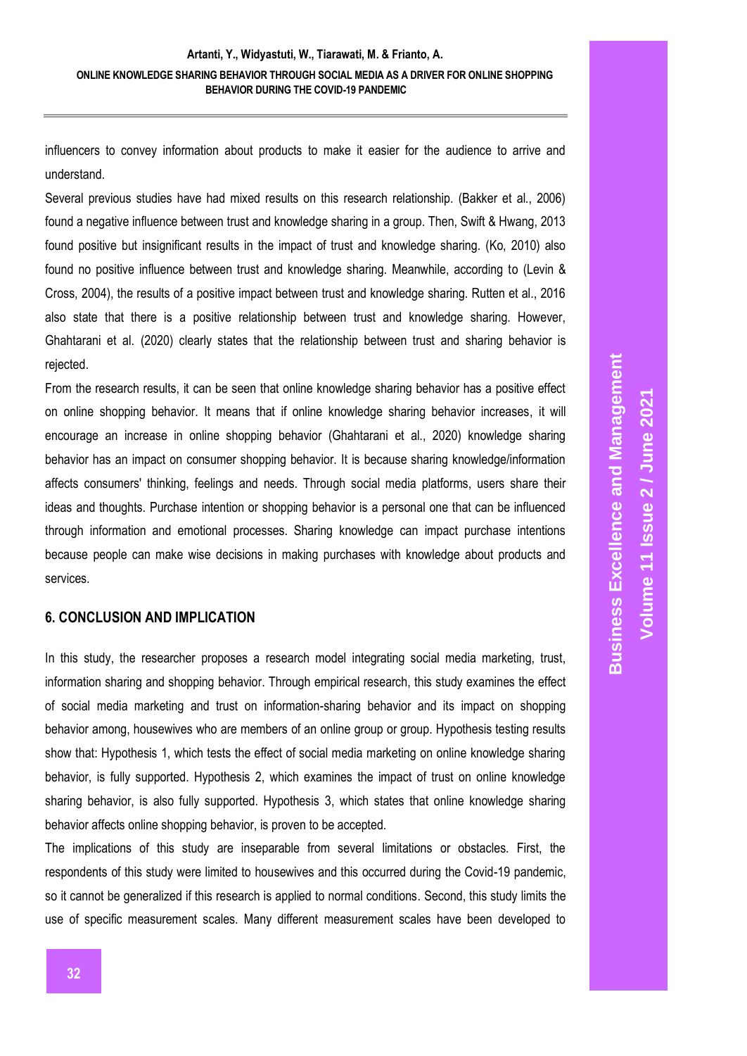influencers to convey information about products to make it easier for the audience to arrive and understand.

Several previous studies have had mixed results on this research relationship. (Bakker et al., 2006) found a negative influence between trust and knowledge sharing in a group. Then, Swift & Hwang, 2013 found positive but insignificant results in the impact of trust and knowledge sharing. (Ko, 2010) also found no positive influence between trust and knowledge sharing. Meanwhile, according to (Levin & Cross, 2004), the results of a positive impact between trust and knowledge sharing. Rutten et al., 2016 also state that there is a positive relationship between trust and knowledge sharing. However, Ghahtarani et al. (2020) clearly states that the relationship between trust and sharing behavior is rejected.

From the research results, it can be seen that online knowledge sharing behavior has a positive effect on online shopping behavior. It means that if online knowledge sharing behavior increases, it will encourage an increase in online shopping behavior (Ghahtarani et al., 2020) knowledge sharing behavior has an impact on consumer shopping behavior. It is because sharing knowledge/information affects consumers' thinking, feelings and needs. Through social media platforms, users share their ideas and thoughts. Purchase intention or shopping behavior is a personal one that can be influenced through information and emotional processes. Sharing knowledge can impact purchase intentions because people can make wise decisions in making purchases with knowledge about products and services.

## 6. CONCLUSION AND IMPLICATION

In this study, the researcher proposes a research model integrating social media marketing, trust, information sharing and shopping behavior. Through empirical research, this study examines the effect of social media marketing and trust on information-sharing behavior and its impact on shopping behavior among, housewives who are members of an online group or group. Hypothesis testing results show that: Hypothesis 1, which tests the effect of social media marketing on online knowledge sharing behavior, is fully supported. Hypothesis 2, which examines the impact of trust on online knowledge sharing behavior, is also fully supported. Hypothesis 3, which states that online knowledge sharing behavior affects online shopping behavior, is proven to be accepted.

The implications of this study are inseparable from several limitations or obstacles. First, the respondents of this study were limited to housewives and this occurred during the Covid-19 pandemic, so it cannot be generalized if this research is applied to normal conditions. Second, this study limits the use of specific measurement scales. Many different measurement scales have been developed to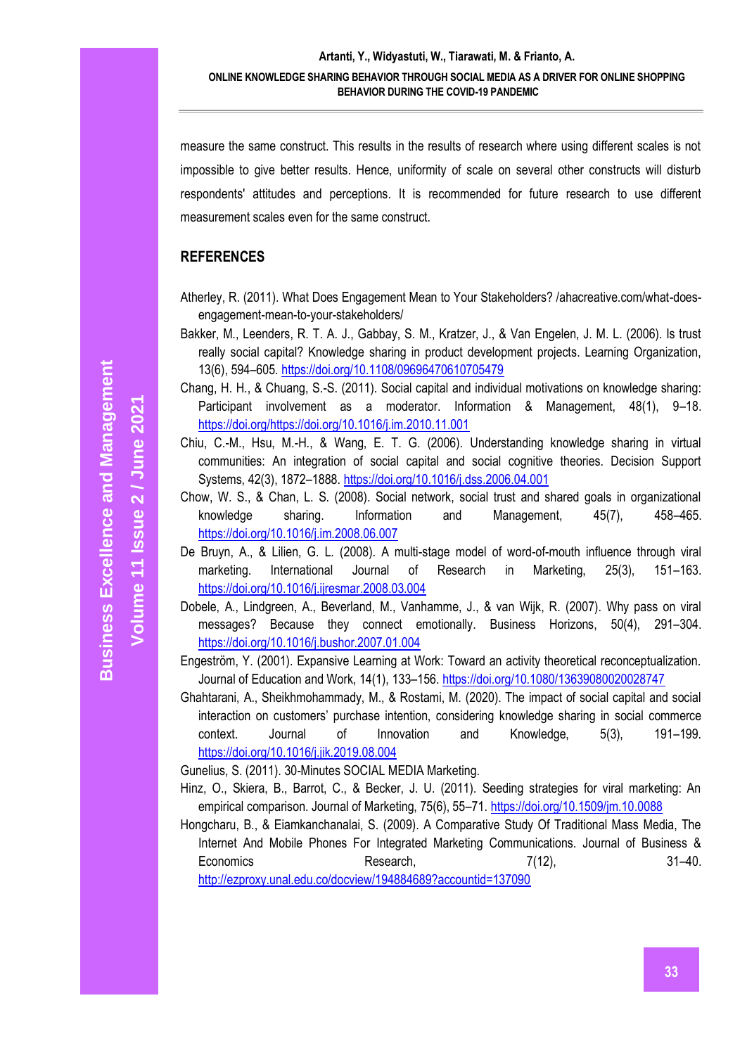measure the same construct. This results in the results of research where using different scales is not impossible to give better results. Hence, uniformity of scale on several other constructs will disturb respondents' attitudes and perceptions. It is recommended for future research to use different measurement scales even for the same construct.

## REFERENCES

Atherley, R. (2011). What Does Engagement Mean to Your Stakeholders? /ahacreative.com/what-does-engagement-mean-to-your-stakeholders/

Bakker, M., Leenders, R. T. A. J., Gabbay, S. M., Kratzer, J., & Van Engelen, J. M. L. (2006). Is trust really social capital? Knowledge sharing in product development projects. Learning Organization, 13(6), 594–605. https://doi.org/10.1108/09696470610705479

Chang, H. H., & Chuang, S.-S. (2011). Social capital and individual motivations on knowledge sharing: Participant involvement as a moderator. Information & Management, 48(1), 9–18. https://doi.org/https://doi.org/10.1016/j.im.2010.11.001

Chiu, C.-M., Hsu, M.-H., & Wang, E. T. G. (2006). Understanding knowledge sharing in virtual communities: An integration of social capital and social cognitive theories. Decision Support Systems, 42(3), 1872–1888. https://doi.org/10.1016/j.dss.2006.04.001

Chow, W. S., & Chan, L. S. (2008). Social network, social trust and shared goals in organizational knowledge sharing. Information and Management, 45(7), 458–465. https://doi.org/10.1016/j.im.2008.06.007

De Bruyn, A., & Lilien, G. L. (2008). A multi-stage model of word-of-mouth influence through viral marketing. International Journal of Research in Marketing, 25(3), 151–163. https://doi.org/10.1016/j.ijresmar.2008.03.004

Dobele, A., Lindgreen, A., Beverland, M., Vanhamme, J., & van Wijk, R. (2007). Why pass on viral messages? Because they connect emotionally. Business Horizons, 50(4), 291–304. https://doi.org/10.1016/j.bushor.2007.01.004

Engeström, Y. (2001). Expansive Learning at Work: Toward an activity theoretical reconceptualization. Journal of Education and Work, 14(1), 133–156. https://doi.org/10.1080/13639080020028747

Ghahtarani, A., Sheikhmohammady, M., & Rostami, M. (2020). The impact of social capital and social interaction on customers' purchase intention, considering knowledge sharing in social commerce context. Journal of Innovation and Knowledge, 5(3), 191–199. https://doi.org/10.1016/j.jik.2019.08.004

Gunelius, S. (2011). 30-Minutes SOCIAL MEDIA Marketing.

Hinz, O., Skiera, B., Barrot, C., & Becker, J. U. (2011). Seeding strategies for viral marketing: An empirical comparison. Journal of Marketing, 75(6), 55–71. https://doi.org/10.1509/jm.10.0088

Hongcharu, B., & Eiamkanchanalai, S. (2009). A Comparative Study Of Traditional Mass Media, The Internet And Mobile Phones For Integrated Marketing Communications. Journal of Business & Economics Research, 7(12), 31–40. http://ezproxy.unal.edu.co/docview/194884689?accountid=137090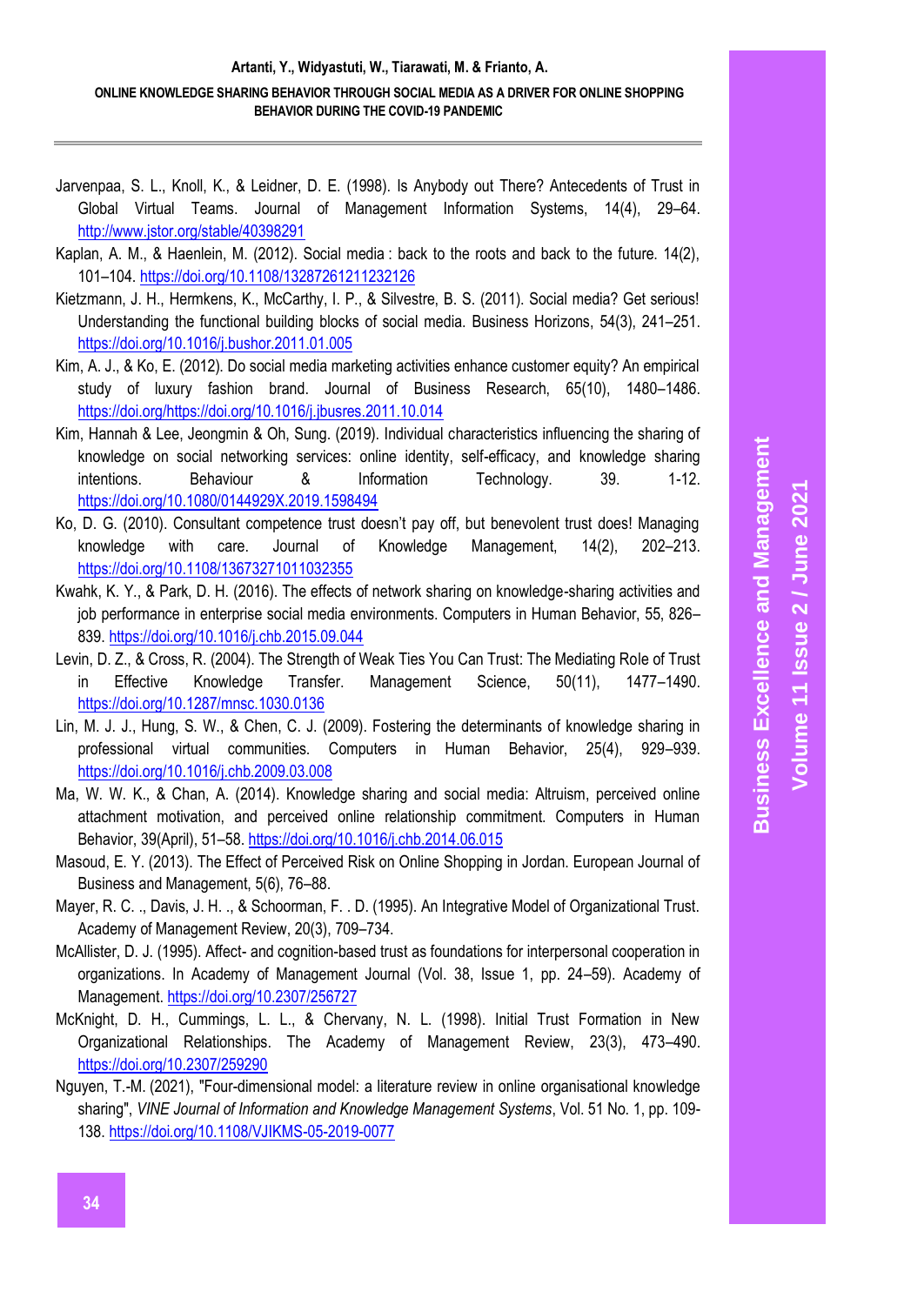Jarvenpaa, S. L., Knoll, K., & Leidner, D. E. (1998). Is Anybody out There? Antecedents of Trust in Global Virtual Teams. Journal of Management Information Systems, 14(4), 29–64. http://www.jstor.org/stable/40398291

Kaplan, A. M., & Haenlein, M. (2012). Social media : back to the roots and back to the future. 14(2), 101–104. https://doi.org/10.1108/13287261211232126

Kietzmann, J. H., Hermkens, K., McCarthy, I. P., & Silvestre, B. S. (2011). Social media? Get serious! Understanding the functional building blocks of social media. Business Horizons, 54(3), 241–251. https://doi.org/10.1016/j.bushor.2011.01.005

Kim, A. J., & Ko, E. (2012). Do social media marketing activities enhance customer equity? An empirical study of luxury fashion brand. Journal of Business Research, 65(10), 1480–1486. https://doi.org/https://doi.org/10.1016/j.jbusres.2011.10.014

Kim, Hannah & Lee, Jeongmin & Oh, Sung. (2019). Individual characteristics influencing the sharing of knowledge on social networking services: online identity, self-efficacy, and knowledge sharing intentions. Behaviour & Information Technology. 39. 1-12. https://doi.org/10.1080/0144929X.2019.1598494

Ko, D. G. (2010). Consultant competence trust doesn't pay off, but benevolent trust does! Managing knowledge with care. Journal of Knowledge Management, 14(2), 202–213. https://doi.org/10.1108/13673271011032355

Kwahk, K. Y., & Park, D. H. (2016). The effects of network sharing on knowledge-sharing activities and job performance in enterprise social media environments. Computers in Human Behavior, 55, 826–839. https://doi.org/10.1016/j.chb.2015.09.044

Levin, D. Z., & Cross, R. (2004). The Strength of Weak Ties You Can Trust: The Mediating Role of Trust in Effective Knowledge Transfer. Management Science, 50(11), 1477–1490. https://doi.org/10.1287/mnsc.1030.0136

Lin, M. J. J., Hung, S. W., & Chen, C. J. (2009). Fostering the determinants of knowledge sharing in professional virtual communities. Computers in Human Behavior, 25(4), 929–939. https://doi.org/10.1016/j.chb.2009.03.008

Ma, W. W. K., & Chan, A. (2014). Knowledge sharing and social media: Altruism, perceived online attachment motivation, and perceived online relationship commitment. Computers in Human Behavior, 39(April), 51–58. https://doi.org/10.1016/j.chb.2014.06.015

Masoud, E. Y. (2013). The Effect of Perceived Risk on Online Shopping in Jordan. European Journal of Business and Management, 5(6), 76–88.

Mayer, R. C. ., Davis, J. H. ., & Schoorman, F. . D. (1995). An Integrative Model of Organizational Trust. Academy of Management Review, 20(3), 709–734.

McAllister, D. J. (1995). Affect- and cognition-based trust as foundations for interpersonal cooperation in organizations. In Academy of Management Journal (Vol. 38, Issue 1, pp. 24–59). Academy of Management. https://doi.org/10.2307/256727

McKnight, D. H., Cummings, L. L., & Chervany, N. L. (1998). Initial Trust Formation in New Organizational Relationships. The Academy of Management Review, 23(3), 473–490. https://doi.org/10.2307/259290

Nguyen, T.-M. (2021), "Four-dimensional model: a literature review in online organisational knowledge sharing", *VINE Journal of Information and Knowledge Management Systems*, Vol. 51 No. 1, pp. 109-138. https://doi.org/10.1108/VJIKMS-05-2019-0077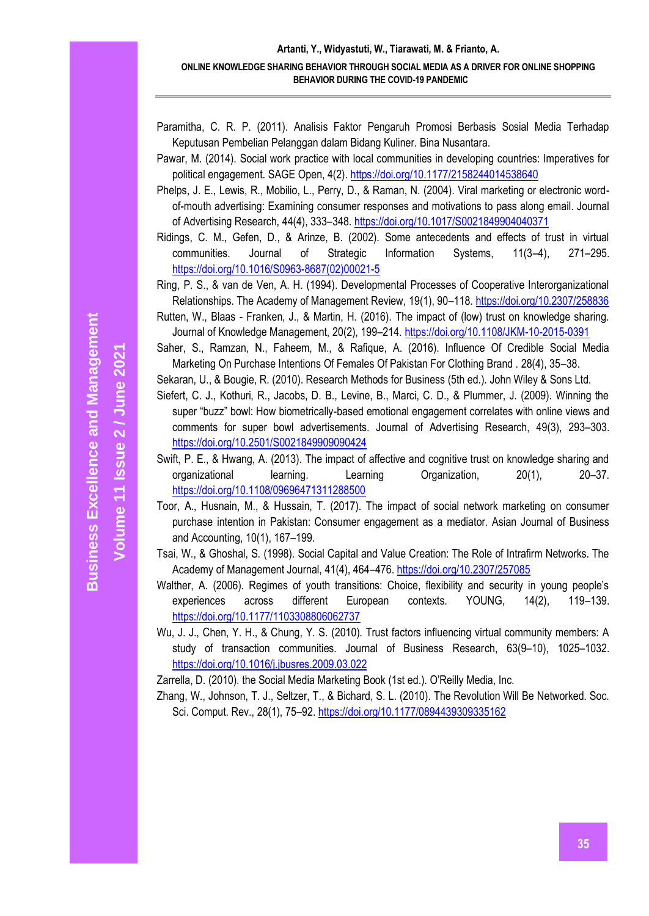Paramitha, C. R. P. (2011). Analisis Faktor Pengaruh Promosi Berbasis Sosial Media Terhadap Keputusan Pembelian Pelanggan dalam Bidang Kuliner. Bina Nusantara.

Pawar, M. (2014). Social work practice with local communities in developing countries: Imperatives for political engagement. SAGE Open, 4(2). https://doi.org/10.1177/2158244014538640

Phelps, J. E., Lewis, R., Mobilio, L., Perry, D., & Raman, N. (2004). Viral marketing or electronic word-of-mouth advertising: Examining consumer responses and motivations to pass along email. Journal of Advertising Research, 44(4), 333–348. https://doi.org/10.1017/S0021849904040371

Ridings, C. M., Gefen, D., & Arinze, B. (2002). Some antecedents and effects of trust in virtual communities. Journal of Strategic Information Systems, 11(3–4), 271–295. https://doi.org/10.1016/S0963-8687(02)00021-5

Ring, P. S., & van de Ven, A. H. (1994). Developmental Processes of Cooperative Interorganizational Relationships. The Academy of Management Review, 19(1), 90–118. https://doi.org/10.2307/258836

Rutten, W., Blaas - Franken, J., & Martin, H. (2016). The impact of (low) trust on knowledge sharing. Journal of Knowledge Management, 20(2), 199–214. https://doi.org/10.1108/JKM-10-2015-0391

Saher, S., Ramzan, N., Faheem, M., & Rafique, A. (2016). Influence Of Credible Social Media Marketing On Purchase Intentions Of Females Of Pakistan For Clothing Brand . 28(4), 35–38.

Sekaran, U., & Bougie, R. (2010). Research Methods for Business (5th ed.). John Wiley & Sons Ltd.

Siefert, C. J., Kothuri, R., Jacobs, D. B., Levine, B., Marci, C. D., & Plummer, J. (2009). Winning the super "buzz" bowl: How biometrically-based emotional engagement correlates with online views and comments for super bowl advertisements. Journal of Advertising Research, 49(3), 293–303. https://doi.org/10.2501/S0021849909090424

Swift, P. E., & Hwang, A. (2013). The impact of affective and cognitive trust on knowledge sharing and organizational learning. Learning Organization, 20(1), 20–37. https://doi.org/10.1108/09696471311288500

Toor, A., Husnain, M., & Hussain, T. (2017). The impact of social network marketing on consumer purchase intention in Pakistan: Consumer engagement as a mediator. Asian Journal of Business and Accounting, 10(1), 167–199.

Tsai, W., & Ghoshal, S. (1998). Social Capital and Value Creation: The Role of Intrafirm Networks. The Academy of Management Journal, 41(4), 464–476. https://doi.org/10.2307/257085

Walther, A. (2006). Regimes of youth transitions: Choice, flexibility and security in young people's experiences across different European contexts. YOUNG, 14(2), 119–139. https://doi.org/10.1177/1103308806062737

Wu, J. J., Chen, Y. H., & Chung, Y. S. (2010). Trust factors influencing virtual community members: A study of transaction communities. Journal of Business Research, 63(9–10), 1025–1032. https://doi.org/10.1016/j.jbusres.2009.03.022

Zarrella, D. (2010). the Social Media Marketing Book (1st ed.). O'Reilly Media, Inc.

Zhang, W., Johnson, T. J., Seltzer, T., & Bichard, S. L. (2010). The Revolution Will Be Networked. Soc. Sci. Comput. Rev., 28(1), 75–92. https://doi.org/10.1177/0894439309335162